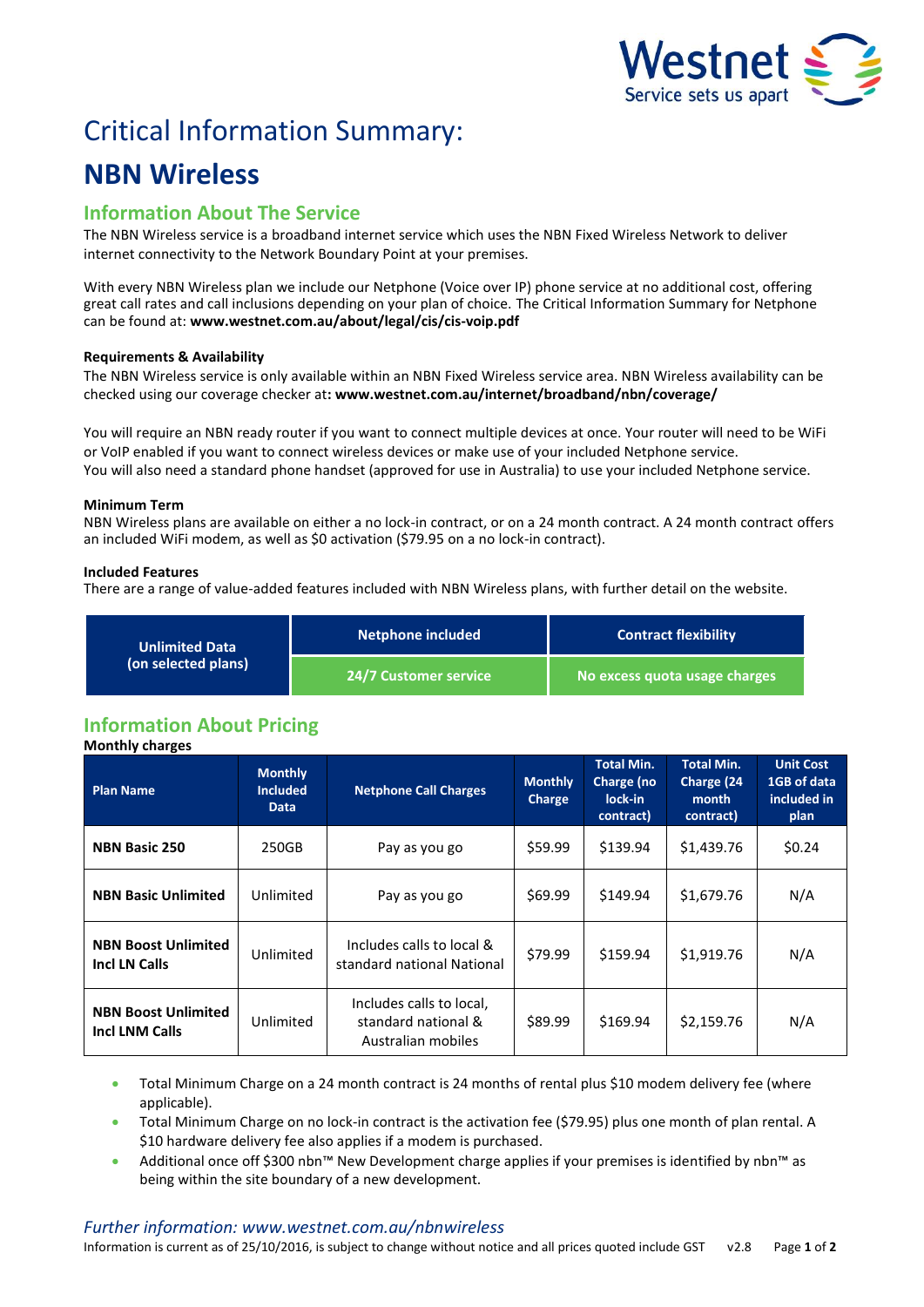# Critical Information Summary:

# NBN Wireless

## Information About The Service

The NBN Wireless service is a broadband internet service which uses the NBN Fixed Wireless Network to deliver internet connectivity to the Network Boundary Point at your premises.

With every NBN Wireless plan we include our Netphone (Voice over IP) phone service at no additional cost, offering great call rates and call inclusions depending on your plan of choice. The Critical Information Summary for Netphone can be found at: **www.westnet.com.au/about/legal/cis/cis-voip.pdf**

### Requirements & Availability

The NBN Wireless service is only available within an NBN Fixed Wireless service area. NBN Wireless availability can be checked using our coverage checker at**: www.westnet.com.au/internet/broadband/nbn/coverage/**

You will require an NBN ready router if you want to connect multiple devices at once. Your router will need to be WiFi or VoIP enabled if you want to connect wireless devices or make use of your included Netphone service.
You will also need a standard phone handset (approved for use in Australia) to use your included Netphone service.

### Minimum Term

NBN Wireless plans are available on either a no lock-in contract, or on a 24 month contract. A 24 month contract offers an included WiFi modem, as well as $0 activation ($79.95 on a no lock-in contract).

### Included Features

There are a range of value-added features included with NBN Wireless plans, with further detail on the website.

| Unlimited Data (on selected plans) | Netphone included | Contract flexibility |
|---|---|---|
| | 24/7 Customer service | No excess quota usage charges |

## Information About Pricing

**Monthly charges**

| Plan Name | Monthly Included Data | Netphone Call Charges | Monthly Charge | Total Min. Charge (no lock-in contract) | Total Min. Charge (24 month contract) | Unit Cost 1GB of data included in plan |
|---|---|---|---|---|---|---|
| **NBN Basic 250** | 250GB | Pay as you go | $59.99 | $139.94 | $1,439.76 | $0.24 |
| **NBN Basic Unlimited** | Unlimited | Pay as you go | $69.99 | $149.94 | $1,679.76 | N/A |
| **NBN Boost Unlimited Incl LN Calls** | Unlimited | Includes calls to local & standard national National | $79.99 | $159.94 | $1,919.76 | N/A |
| **NBN Boost Unlimited Incl LNM Calls** | Unlimited | Includes calls to local, standard national & Australian mobiles | $89.99 | $169.94 | $2,159.76 | N/A |

- Total Minimum Charge on a 24 month contract is 24 months of rental plus $10 modem delivery fee (where applicable).
- Total Minimum Charge on no lock-in contract is the activation fee ($79.95) plus one month of plan rental. A $10 hardware delivery fee also applies if a modem is purchased.
- Additional once off $300 nbn™ New Development charge applies if your premises is identified by nbn™ as being within the site boundary of a new development.

*Further information: www.westnet.com.au/nbnwireless*

Information is current as of 25/10/2016, is subject to change without notice and all prices quoted include GST v2.8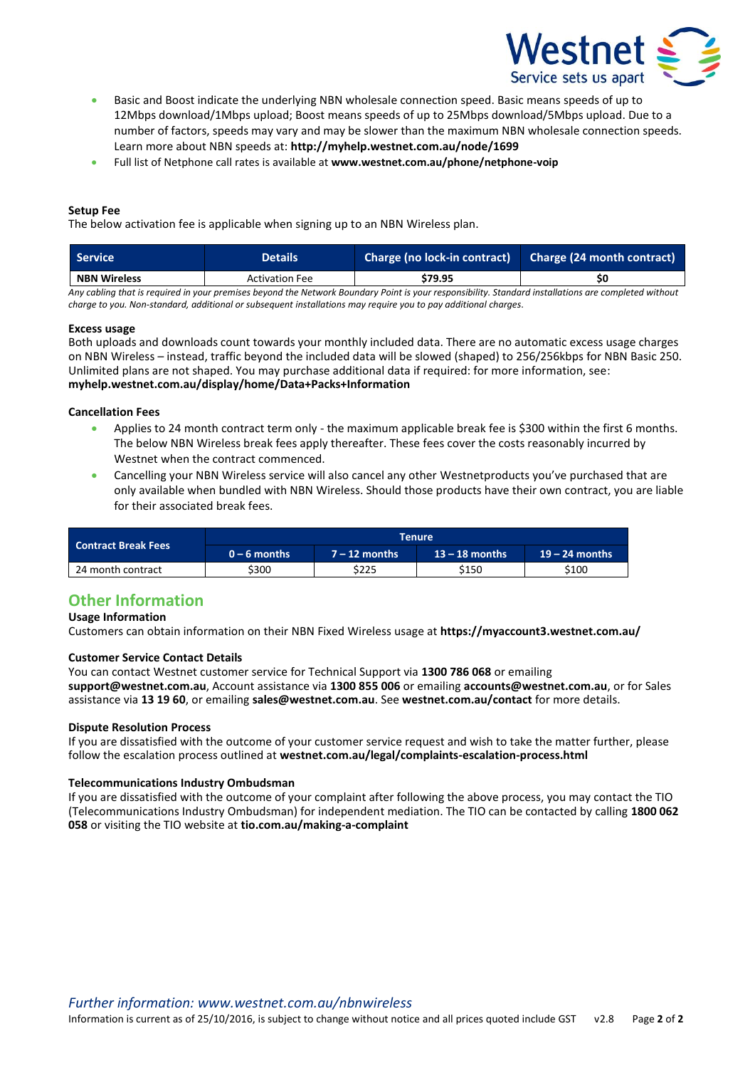- Basic and Boost indicate the underlying NBN wholesale connection speed. Basic means speeds of up to 12Mbps download/1Mbps upload; Boost means speeds of up to 25Mbps download/5Mbps upload. Due to a number of factors, speeds may vary and may be slower than the maximum NBN wholesale connection speeds. Learn more about NBN speeds at: **http://myhelp.westnet.com.au/node/1699**
- Full list of Netphone call rates is available at **www.westnet.com.au/phone/netphone-voip**

**Setup Fee**

The below activation fee is applicable when signing up to an NBN Wireless plan.

| Service | Details | Charge (no lock-in contract) | Charge (24 month contract) |
|---|---|---|---|
| **NBN Wireless** | Activation Fee | **$79.95** | **$0** |

*Any cabling that is required in your premises beyond the Network Boundary Point is your responsibility. Standard installations are completed without charge to you. Non-standard, additional or subsequent installations may require you to pay additional charges.*

**Excess usage**

Both uploads and downloads count towards your monthly included data. There are no automatic excess usage charges on NBN Wireless – instead, traffic beyond the included data will be slowed (shaped) to 256/256kbps for NBN Basic 250. Unlimited plans are not shaped. You may purchase additional data if required: for more information, see: **myhelp.westnet.com.au/display/home/Data+Packs+Information**

**Cancellation Fees**

- Applies to 24 month contract term only - the maximum applicable break fee is $300 within the first 6 months. The below NBN Wireless break fees apply thereafter. These fees cover the costs reasonably incurred by Westnet when the contract commenced.
- Cancelling your NBN Wireless service will also cancel any other Westnetproducts you've purchased that are only available when bundled with NBN Wireless. Should those products have their own contract, you are liable for their associated break fees.

| Contract Break Fees | Tenure | | | |
|---|---|---|---|---|
| | 0 – 6 months | 7 – 12 months | 13 – 18 months | 19 – 24 months |
| 24 month contract | $300 | $225 | $150 | $100 |

## Other Information

**Usage Information**

Customers can obtain information on their NBN Fixed Wireless usage at **https://myaccount3.westnet.com.au/**

**Customer Service Contact Details**

You can contact Westnet customer service for Technical Support via **1300 786 068** or emailing **support@westnet.com.au**, Account assistance via **1300 855 006** or emailing **accounts@westnet.com.au**, or for Sales assistance via **13 19 60**, or emailing **sales@westnet.com.au**. See **westnet.com.au/contact** for more details.

**Dispute Resolution Process**

If you are dissatisfied with the outcome of your customer service request and wish to take the matter further, please follow the escalation process outlined at **westnet.com.au/legal/complaints-escalation-process.html**

**Telecommunications Industry Ombudsman**

If you are dissatisfied with the outcome of your complaint after following the above process, you may contact the TIO (Telecommunications Industry Ombudsman) for independent mediation. The TIO can be contacted by calling **1800 062 058** or visiting the TIO website at **tio.com.au/making-a-complaint**

*Further information: www.westnet.com.au/nbnwireless*

Information is current as of 25/10/2016, is subject to change without notice and all prices quoted include GST v2.8